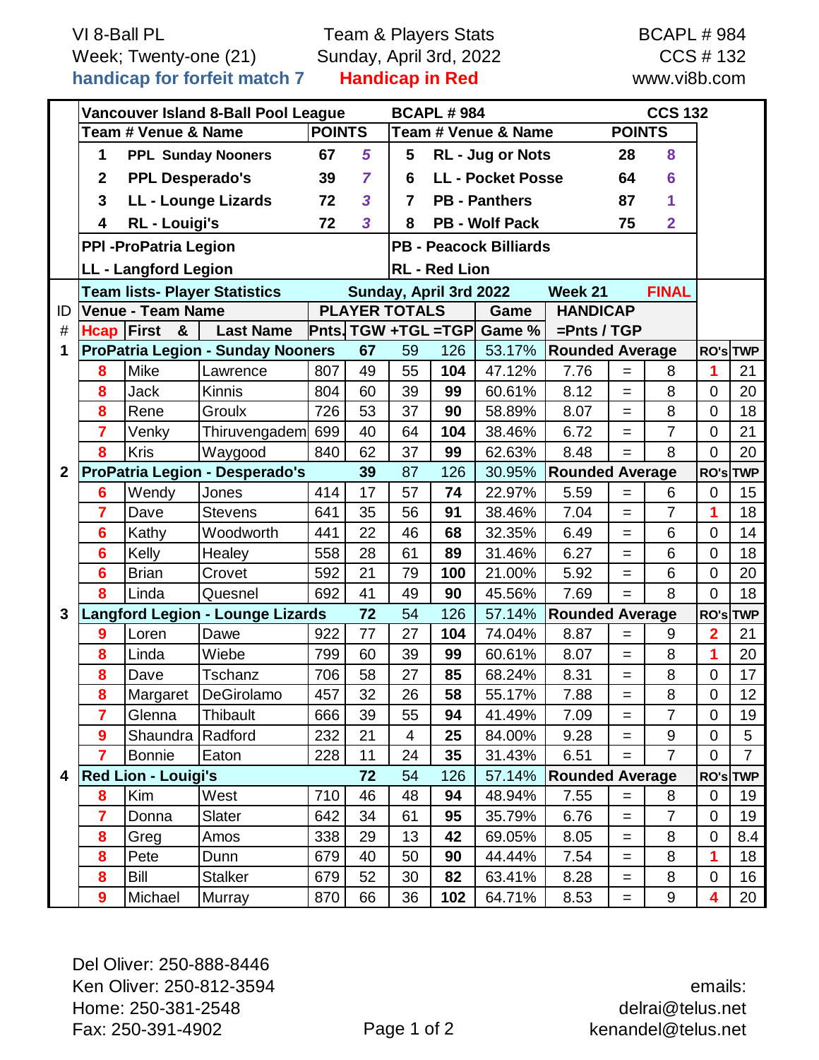VI 8-Ball PL
Week; Twenty-one (21)
**handicap for forfeit match 7**

Team & Players Stats
Sunday, April 3rd, 2022
**Handicap in Red**

BCAPL # 984
CCS # 132
www.vi8b.com

**Vancouver Island 8-Ball Pool League** — **BCAPL # 984** — **CCS 132**

| Team # | Venue & Name | POINTS | | Team # | Venue & Name | POINTS | |
|---|---|---|---|---|---|---|---|
| 1 | PPL Sunday Nooners | 67 | *5* | 5 | RL - Jug or Nots | 28 | 8 |
| 2 | PPL Desperado's | 39 | *7* | 6 | LL - Pocket Posse | 64 | 6 |
| 3 | LL - Lounge Lizards | 72 | *3* | 7 | PB - Panthers | 87 | 1 |
| 4 | RL - Louigi's | 72 | *3* | 8 | PB - Wolf Pack | 75 | 2 |

PPl -ProPatria Legion
LL - Langford Legion
PB - Peacock Billiards
RL - Red Lion

**Team lists- Player Statistics — Sunday, April 3rd 2022 — Week 21 — FINAL**

| ID # | Hcap | First & | Last Name | Pnts. | TGW | +TGL | =TGP | Game % | =Pnts / TGP | | HANDICAP | RO's | TWP |
|---|---|---|---|---|---|---|---|---|---|---|---|---|---|
| 1 | **ProPatria Legion - Sunday Nooners** | | | 67 | 59 | | 126 | 53.17% | Rounded Average | | | RO's | TWP |
| | 8 | Mike | Lawrence | 807 | 49 | 55 | **104** | 47.12% | 7.76 | = | 8 | 1 | 21 |
| | 8 | Jack | Kinnis | 804 | 60 | 39 | **99** | 60.61% | 8.12 | = | 8 | 0 | 20 |
| | 8 | Rene | Groulx | 726 | 53 | 37 | **90** | 58.89% | 8.07 | = | 8 | 0 | 18 |
| | 7 | Venky | Thiruvengadem | 699 | 40 | 64 | **104** | 38.46% | 6.72 | = | 7 | 0 | 21 |
| | 8 | Kris | Waygood | 840 | 62 | 37 | **99** | 62.63% | 8.48 | = | 8 | 0 | 20 |
| 2 | **ProPatria Legion - Desperado's** | | | 39 | 87 | | 126 | 30.95% | Rounded Average | | | RO's | TWP |
| | 6 | Wendy | Jones | 414 | 17 | 57 | **74** | 22.97% | 5.59 | = | 6 | 0 | 15 |
| | 7 | Dave | Stevens | 641 | 35 | 56 | **91** | 38.46% | 7.04 | = | 7 | 1 | 18 |
| | 6 | Kathy | Woodworth | 441 | 22 | 46 | **68** | 32.35% | 6.49 | = | 6 | 0 | 14 |
| | 6 | Kelly | Healey | 558 | 28 | 61 | **89** | 31.46% | 6.27 | = | 6 | 0 | 18 |
| | 6 | Brian | Crovet | 592 | 21 | 79 | **100** | 21.00% | 5.92 | = | 6 | 0 | 20 |
| | 8 | Linda | Quesnel | 692 | 41 | 49 | **90** | 45.56% | 7.69 | = | 8 | 0 | 18 |
| 3 | **Langford Legion - Lounge Lizards** | | | 72 | 54 | | 126 | 57.14% | Rounded Average | | | RO's | TWP |
| | 9 | Loren | Dawe | 922 | 77 | 27 | **104** | 74.04% | 8.87 | = | 9 | 2 | 21 |
| | 8 | Linda | Wiebe | 799 | 60 | 39 | **99** | 60.61% | 8.07 | = | 8 | 1 | 20 |
| | 8 | Dave | Tschanz | 706 | 58 | 27 | **85** | 68.24% | 8.31 | = | 8 | 0 | 17 |
| | 8 | Margaret | DeGirolamo | 457 | 32 | 26 | **58** | 55.17% | 7.88 | = | 8 | 0 | 12 |
| | 7 | Glenna | Thibault | 666 | 39 | 55 | **94** | 41.49% | 7.09 | = | 7 | 0 | 19 |
| | 9 | Shaundra | Radford | 232 | 21 | 4 | **25** | 84.00% | 9.28 | = | 9 | 0 | 5 |
| | 7 | Bonnie | Eaton | 228 | 11 | 24 | **35** | 31.43% | 6.51 | = | 7 | 0 | 7 |
| 4 | **Red Lion - Louigi's** | | | 72 | 54 | | 126 | 57.14% | Rounded Average | | | RO's | TWP |
| | 8 | Kim | West | 710 | 46 | 48 | **94** | 48.94% | 7.55 | = | 8 | 0 | 19 |
| | 7 | Donna | Slater | 642 | 34 | 61 | **95** | 35.79% | 6.76 | = | 7 | 0 | 19 |
| | 8 | Greg | Amos | 338 | 29 | 13 | **42** | 69.05% | 8.05 | = | 8 | 0 | 8.4 |
| | 8 | Pete | Dunn | 679 | 40 | 50 | **90** | 44.44% | 7.54 | = | 8 | 1 | 18 |
| | 8 | Bill | Stalker | 679 | 52 | 30 | **82** | 63.41% | 8.28 | = | 8 | 0 | 16 |
| | 9 | Michael | Murray | 870 | 66 | 36 | **102** | 64.71% | 8.53 | = | 9 | 4 | 20 |

Del Oliver: 250-888-8446
Ken Oliver: 250-812-3594
Home: 250-381-2548
Fax: 250-391-4902

emails:
delrai@telus.net
kenandel@telus.net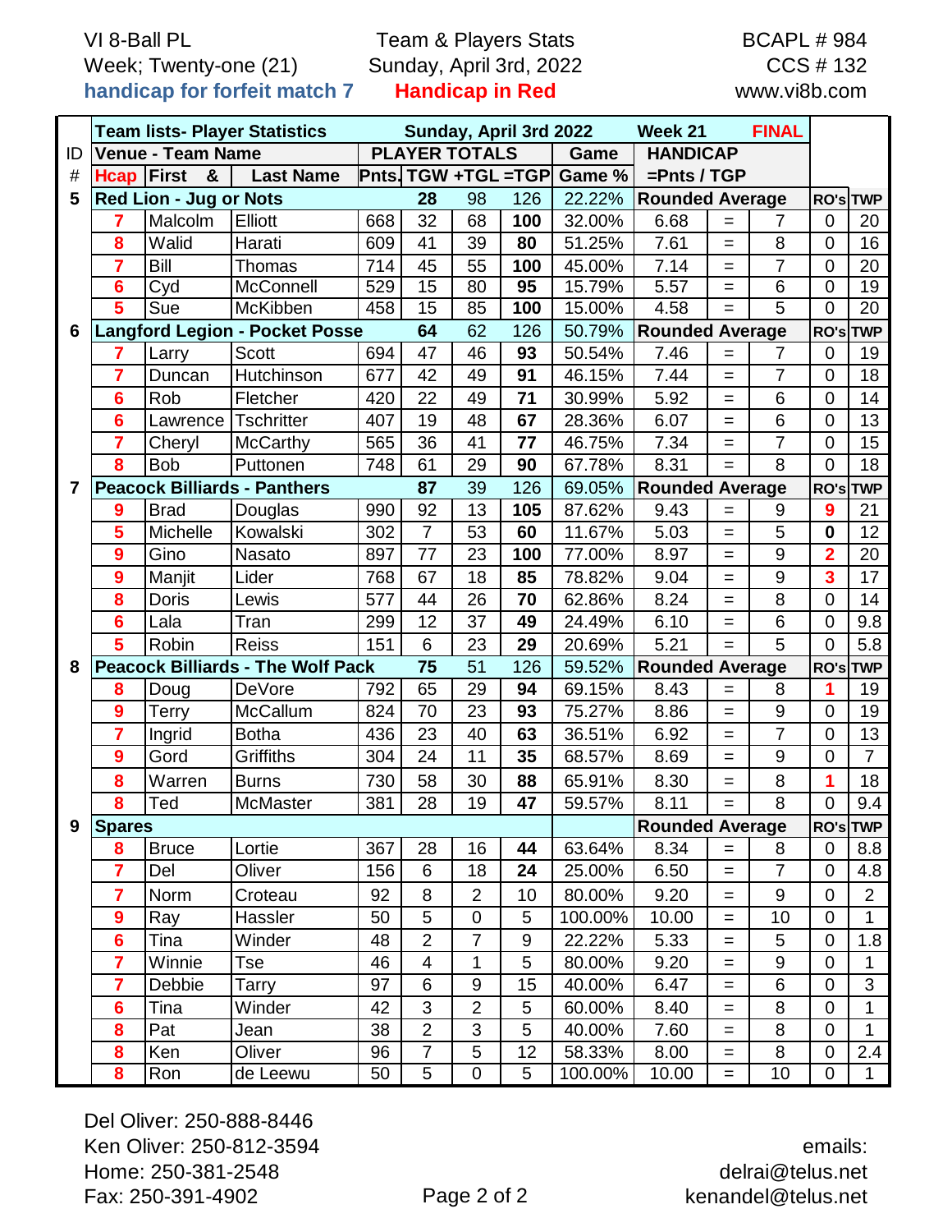VI 8-Ball PL
Week; Twenty-one (21)
**handicap for forfeit match 7**

Team & Players Stats
Sunday, April 3rd, 2022
**Handicap in Red**

BCAPL # 984
CCS # 132
www.vi8b.com

| ID | Team lists- Player Statistics | | | Sunday, April 3rd 2022 | | | | Week 21 | FINAL | | | |
|---|---|---|---|---|---|---|---|---|---|---|---|---|
| ID | Venue - Team Name | | | PLAYER TOTALS | | | Game | HANDICAP | | | | |
| # | Hcap | First & | Last Name | Pnts. | TGW | +TGL | =TGP | Game % | =Pnts / TGP | | | | |
| 5 | Red Lion - Jug or Nots | | | | 28 | 98 | 126 | 22.22% | Rounded Average | | | RO's | TWP |
| | 7 | Malcolm | Elliott | 668 | 32 | 68 | **100** | 32.00% | 6.68 | = | 7 | 0 | 20 |
| | 8 | Walid | Harati | 609 | 41 | 39 | **80** | 51.25% | 7.61 | = | 8 | 0 | 16 |
| | 7 | Bill | Thomas | 714 | 45 | 55 | **100** | 45.00% | 7.14 | = | 7 | 0 | 20 |
| | 6 | Cyd | McConnell | 529 | 15 | 80 | **95** | 15.79% | 5.57 | = | 6 | 0 | 19 |
| | 5 | Sue | McKibben | 458 | 15 | 85 | **100** | 15.00% | 4.58 | = | 5 | 0 | 20 |
| 6 | Langford Legion - Pocket Posse | | | | 64 | 62 | 126 | 50.79% | Rounded Average | | | RO's | TWP |
| | 7 | Larry | Scott | 694 | 47 | 46 | **93** | 50.54% | 7.46 | = | 7 | 0 | 19 |
| | 7 | Duncan | Hutchinson | 677 | 42 | 49 | **91** | 46.15% | 7.44 | = | 7 | 0 | 18 |
| | 6 | Rob | Fletcher | 420 | 22 | 49 | **71** | 30.99% | 5.92 | = | 6 | 0 | 14 |
| | 6 | Lawrence | Tschritter | 407 | 19 | 48 | **67** | 28.36% | 6.07 | = | 6 | 0 | 13 |
| | 7 | Cheryl | McCarthy | 565 | 36 | 41 | **77** | 46.75% | 7.34 | = | 7 | 0 | 15 |
| | 8 | Bob | Puttonen | 748 | 61 | 29 | **90** | 67.78% | 8.31 | = | 8 | 0 | 18 |
| 7 | Peacock Billiards - Panthers | | | | 87 | 39 | 126 | 69.05% | Rounded Average | | | RO's | TWP |
| | 9 | Brad | Douglas | 990 | 92 | 13 | **105** | 87.62% | 9.43 | = | 9 | 9 | 21 |
| | 5 | Michelle | Kowalski | 302 | 7 | 53 | **60** | 11.67% | 5.03 | = | 5 | 0 | 12 |
| | 9 | Gino | Nasato | 897 | 77 | 23 | **100** | 77.00% | 8.97 | = | 9 | 2 | 20 |
| | 9 | Manjit | Lider | 768 | 67 | 18 | **85** | 78.82% | 9.04 | = | 9 | 3 | 17 |
| | 8 | Doris | Lewis | 577 | 44 | 26 | **70** | 62.86% | 8.24 | = | 8 | 0 | 14 |
| | 6 | Lala | Tran | 299 | 12 | 37 | **49** | 24.49% | 6.10 | = | 6 | 0 | 9.8 |
| | 5 | Robin | Reiss | 151 | 6 | 23 | **29** | 20.69% | 5.21 | = | 5 | 0 | 5.8 |
| 8 | Peacock Billiards - The Wolf Pack | | | | 75 | 51 | 126 | 59.52% | Rounded Average | | | RO's | TWP |
| | 8 | Doug | DeVore | 792 | 65 | 29 | **94** | 69.15% | 8.43 | = | 8 | 1 | 19 |
| | 9 | Terry | McCallum | 824 | 70 | 23 | **93** | 75.27% | 8.86 | = | 9 | 0 | 19 |
| | 7 | Ingrid | Botha | 436 | 23 | 40 | **63** | 36.51% | 6.92 | = | 7 | 0 | 13 |
| | 9 | Gord | Griffiths | 304 | 24 | 11 | **35** | 68.57% | 8.69 | = | 9 | 0 | 7 |
| | 8 | Warren | Burns | 730 | 58 | 30 | **88** | 65.91% | 8.30 | = | 8 | 1 | 18 |
| | 8 | Ted | McMaster | 381 | 28 | 19 | **47** | 59.57% | 8.11 | = | 8 | 0 | 9.4 |
| 9 | Spares | | | | | | | | Rounded Average | | | RO's | TWP |
| | 8 | Bruce | Lortie | 367 | 28 | 16 | **44** | 63.64% | 8.34 | = | 8 | 0 | 8.8 |
| | 7 | Del | Oliver | 156 | 6 | 18 | **24** | 25.00% | 6.50 | = | 7 | 0 | 4.8 |
| | 7 | Norm | Croteau | 92 | 8 | 2 | 10 | 80.00% | 9.20 | = | 9 | 0 | 2 |
| | 9 | Ray | Hassler | 50 | 5 | 0 | 5 | 100.00% | 10.00 | = | 10 | 0 | 1 |
| | 6 | Tina | Winder | 48 | 2 | 7 | 9 | 22.22% | 5.33 | = | 5 | 0 | 1.8 |
| | 7 | Winnie | Tse | 46 | 4 | 1 | 5 | 80.00% | 9.20 | = | 9 | 0 | 1 |
| | 7 | Debbie | Tarry | 97 | 6 | 9 | 15 | 40.00% | 6.47 | = | 6 | 0 | 3 |
| | 6 | Tina | Winder | 42 | 3 | 2 | 5 | 60.00% | 8.40 | = | 8 | 0 | 1 |
| | 8 | Pat | Jean | 38 | 2 | 3 | 5 | 40.00% | 7.60 | = | 8 | 0 | 1 |
| | 8 | Ken | Oliver | 96 | 7 | 5 | 12 | 58.33% | 8.00 | = | 8 | 0 | 2.4 |
| | 8 | Ron | de Leewu | 50 | 5 | 0 | 5 | 100.00% | 10.00 | = | 10 | 0 | 1 |

Del Oliver: 250-888-8446
Ken Oliver: 250-812-3594
Home: 250-381-2548
Fax: 250-391-4902

emails:
delrai@telus.net
kenandel@telus.net